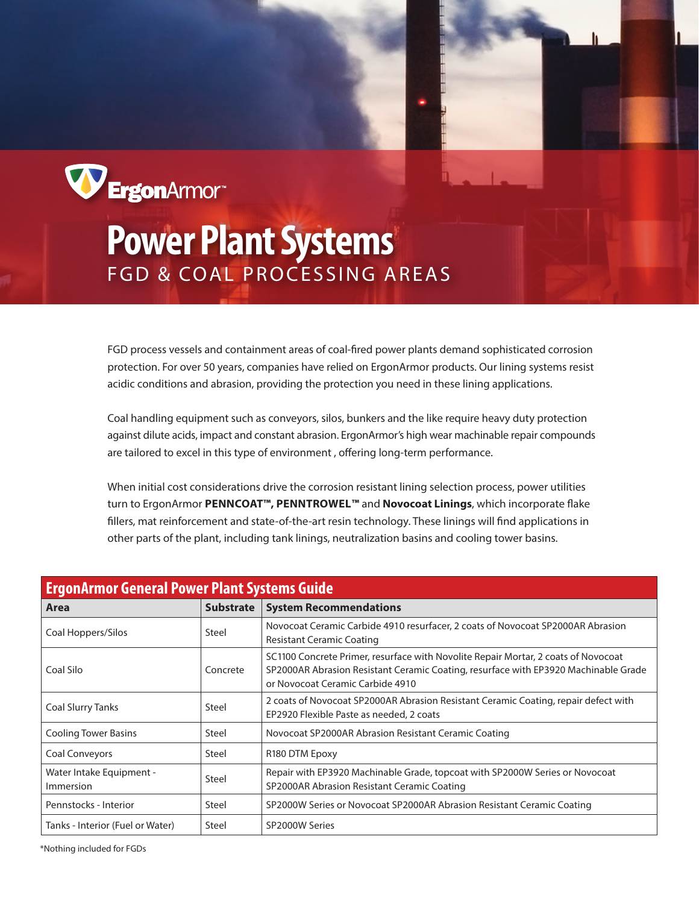ErgonArmor™

# Power Plant Systems

## FGD & COAL PROCESSING AREAS

FGD process vessels and containment areas of coal-fired power plants demand sophisticated corrosion protection. For over 50 years, companies have relied on ErgonArmor products. Our lining systems resist acidic conditions and abrasion, providing the protection you need in these lining applications.

Coal handling equipment such as conveyors, silos, bunkers and the like require heavy duty protection against dilute acids, impact and constant abrasion. ErgonArmor's high wear machinable repair compounds are tailored to excel in this type of environment , offering long-term performance.

When initial cost considerations drive the corrosion resistant lining selection process, power utilities turn to ErgonArmor **PENNCOAT™, PENNTROWEL™** and **Novocoat Linings**, which incorporate flake fillers, mat reinforcement and state-of-the-art resin technology. These linings will find applications in other parts of the plant, including tank linings, neutralization basins and cooling tower basins.

| ErgonArmor General Power Plant Systems Guide | | |
|---|---|---|
| **Area** | **Substrate** | **System Recommendations** |
| Coal Hoppers/Silos | Steel | Novocoat Ceramic Carbide 4910 resurfacer, 2 coats of Novocoat SP2000AR Abrasion Resistant Ceramic Coating |
| Coal Silo | Concrete | SC1100 Concrete Primer, resurface with Novolite Repair Mortar, 2 coats of Novocoat SP2000AR Abrasion Resistant Ceramic Coating, resurface with EP3920 Machinable Grade or Novocoat Ceramic Carbide 4910 |
| Coal Slurry Tanks | Steel | 2 coats of Novocoat SP2000AR Abrasion Resistant Ceramic Coating, repair defect with EP2920 Flexible Paste as needed, 2 coats |
| Cooling Tower Basins | Steel | Novocoat SP2000AR Abrasion Resistant Ceramic Coating |
| Coal Conveyors | Steel | R180 DTM Epoxy |
| Water Intake Equipment - Immersion | Steel | Repair with EP3920 Machinable Grade, topcoat with SP2000W Series or Novocoat SP2000AR Abrasion Resistant Ceramic Coating |
| Pennstocks - Interior | Steel | SP2000W Series or Novocoat SP2000AR Abrasion Resistant Ceramic Coating |
| Tanks - Interior (Fuel or Water) | Steel | SP2000W Series |

*Nothing included for FGDs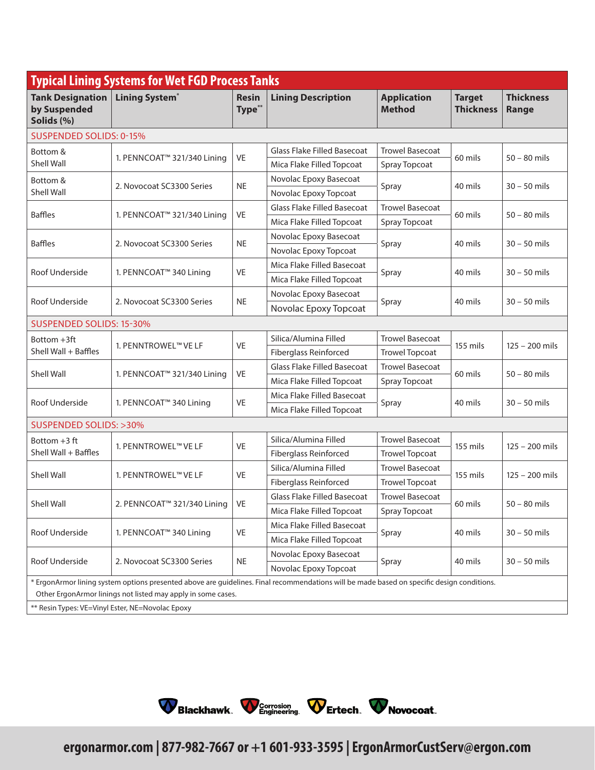## Typical Lining Systems for Wet FGD Process Tanks

| Tank Designation by Suspended Solids (%) | Lining System* | Resin Type** | Lining Description | Application Method | Target Thickness | Thickness Range |
|---|---|---|---|---|---|---|
| **SUSPENDED SOLIDS: 0-15%** | | | | | | |
| Bottom & Shell Wall | 1. PENNCOAT™ 321/340 Lining | VE | Glass Flake Filled Basecoat<br>Mica Flake Filled Topcoat | Trowel Basecoat<br>Spray Topcoat | 60 mils | 50 – 80 mils |
| Bottom & Shell Wall | 2. Novocoat SC3300 Series | NE | Novolac Epoxy Basecoat<br>Novolac Epoxy Topcoat | Spray | 40 mils | 30 – 50 mils |
| Baffles | 1. PENNCOAT™ 321/340 Lining | VE | Glass Flake Filled Basecoat<br>Mica Flake Filled Topcoat | Trowel Basecoat<br>Spray Topcoat | 60 mils | 50 – 80 mils |
| Baffles | 2. Novocoat SC3300 Series | NE | Novolac Epoxy Basecoat<br>Novolac Epoxy Topcoat | Spray | 40 mils | 30 – 50 mils |
| Roof Underside | 1. PENNCOAT™ 340 Lining | VE | Mica Flake Filled Basecoat<br>Mica Flake Filled Topcoat | Spray | 40 mils | 30 – 50 mils |
| Roof Underside | 2. Novocoat SC3300 Series | NE | Novolac Epoxy Basecoat<br>Novolac Epoxy Topcoat | Spray | 40 mils | 30 – 50 mils |
| **SUSPENDED SOLIDS: 15-30%** | | | | | | |
| Bottom +3ft Shell Wall + Baffles | 1. PENNTROWEL™ VE LF | VE | Silica/Alumina Filled<br>Fiberglass Reinforced | Trowel Basecoat<br>Trowel Topcoat | 155 mils | 125 – 200 mils |
| Shell Wall | 1. PENNCOAT™ 321/340 Lining | VE | Glass Flake Filled Basecoat<br>Mica Flake Filled Topcoat | Trowel Basecoat<br>Spray Topcoat | 60 mils | 50 – 80 mils |
| Roof Underside | 1. PENNCOAT™ 340 Lining | VE | Mica Flake Filled Basecoat<br>Mica Flake Filled Topcoat | Spray | 40 mils | 30 – 50 mils |
| **SUSPENDED SOLIDS: >30%** | | | | | | |
| Bottom +3 ft Shell Wall + Baffles | 1. PENNTROWEL™ VE LF | VE | Silica/Alumina Filled<br>Fiberglass Reinforced | Trowel Basecoat<br>Trowel Topcoat | 155 mils | 125 – 200 mils |
| Shell Wall | 1. PENNTROWEL™ VE LF | VE | Silica/Alumina Filled<br>Fiberglass Reinforced | Trowel Basecoat<br>Trowel Topcoat | 155 mils | 125 – 200 mils |
| Shell Wall | 2. PENNCOAT™ 321/340 Lining | VE | Glass Flake Filled Basecoat<br>Mica Flake Filled Topcoat | Trowel Basecoat<br>Spray Topcoat | 60 mils | 50 – 80 mils |
| Roof Underside | 1. PENNCOAT™ 340 Lining | VE | Mica Flake Filled Basecoat<br>Mica Flake Filled Topcoat | Spray | 40 mils | 30 – 50 mils |
| Roof Underside | 2. Novocoat SC3300 Series | NE | Novolac Epoxy Basecoat<br>Novolac Epoxy Topcoat | Spray | 40 mils | 30 – 50 mils |

\* ErgonArmor lining system options presented above are guidelines. Final recommendations will be made based on specific design conditions. Other ErgonArmor linings not listed may apply in some cases.

** Resin Types: VE=Vinyl Ester, NE=Novolac Epoxy

Blackhawk. Corrosion Engineering. Ertech. Novocoat.

**ergonarmor.com | 877-982-7667 or +1 601-933-3595 | ErgonArmorCustServ@ergon.com**